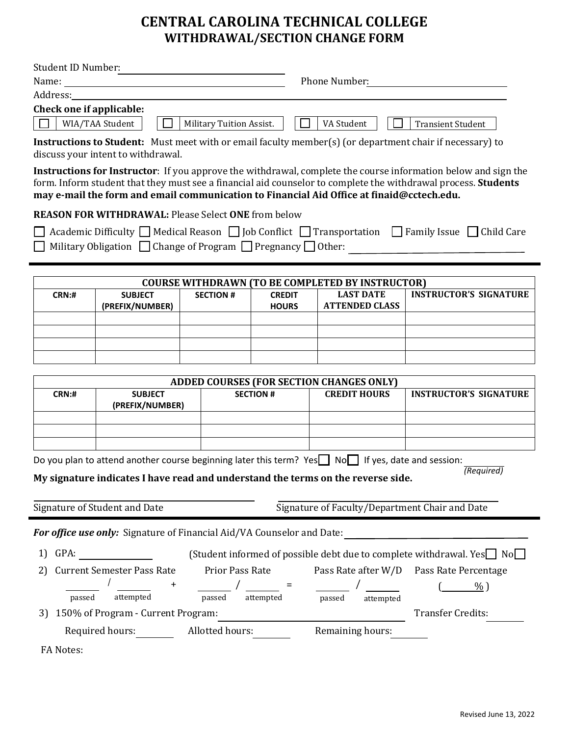# CENTRAL CAROLINA TECHNICAL COLLEGE
## WITHDRAWAL/SECTION CHANGE FORM

Student ID Number: ____________________

Name: ____________________ Phone Number: ____________________

Address: ____________________

**Check one if applicable:**

☐ WIA/TAA Student ☐ Military Tuition Assist. ☐ VA Student ☐ Transient Student

**Instructions to Student:** Must meet with or email faculty member(s) (or department chair if necessary) to discuss your intent to withdrawal.

**Instructions for Instructor**: If you approve the withdrawal, complete the course information below and sign the form. Inform student that they must see a financial aid counselor to complete the withdrawal process. **Students may e-mail the form and email communication to Financial Aid Office at finaid@cctech.edu.**

**REASON FOR WITHDRAWAL:** Please Select **ONE** from below

☐ Academic Difficulty ☐ Medical Reason ☐ Job Conflict ☐ Transportation ☐ Family Issue ☐ Child Care
☐ Military Obligation ☐ Change of Program ☐ Pregnancy ☐ Other: ____________________

| COURSE WITHDRAWN (TO BE COMPLETED BY INSTRUCTOR) | | | | | |
|---|---|---|---|---|---|
| **CRN:#** | **SUBJECT (PREFIX/NUMBER)** | **SECTION #** | **CREDIT HOURS** | **LAST DATE ATTENDED CLASS** | **INSTRUCTOR'S SIGNATURE** |
| | | | | | |
| | | | | | |
| | | | | | |
| | | | | | |

| ADDED COURSES (FOR SECTION CHANGES ONLY) | | | | |
|---|---|---|---|---|
| **CRN:#** | **SUBJECT (PREFIX/NUMBER)** | **SECTION #** | **CREDIT HOURS** | **INSTRUCTOR'S SIGNATURE** |
| | | | | |
| | | | | |
| | | | | |

Do you plan to attend another course beginning later this term? Yes☐ No☐ If yes, date and session: ________ *(Required)*

**My signature indicates I have read and understand the terms on the reverse side.**

____________________ ____________________

Signature of Student and Date Signature of Faculty/Department Chair and Date

***For office use only:*** Signature of Financial Aid/VA Counselor and Date: ____________________

1) GPA: ________ (Student informed of possible debt due to complete withdrawal. Yes☐ No☐

2) Current Semester Pass Rate ________ / ________ (passed / attempted) + Prior Pass Rate ________ / ________ (passed / attempted) = Pass Rate after W/D ________ / ________ (passed / attempted) Pass Rate Percentage (______%)

3) 150% of Program - Current Program: ____________________ Transfer Credits: ________

Required hours: ________ Allotted hours: ________ Remaining hours: ________

FA Notes:

Revised June 13, 2022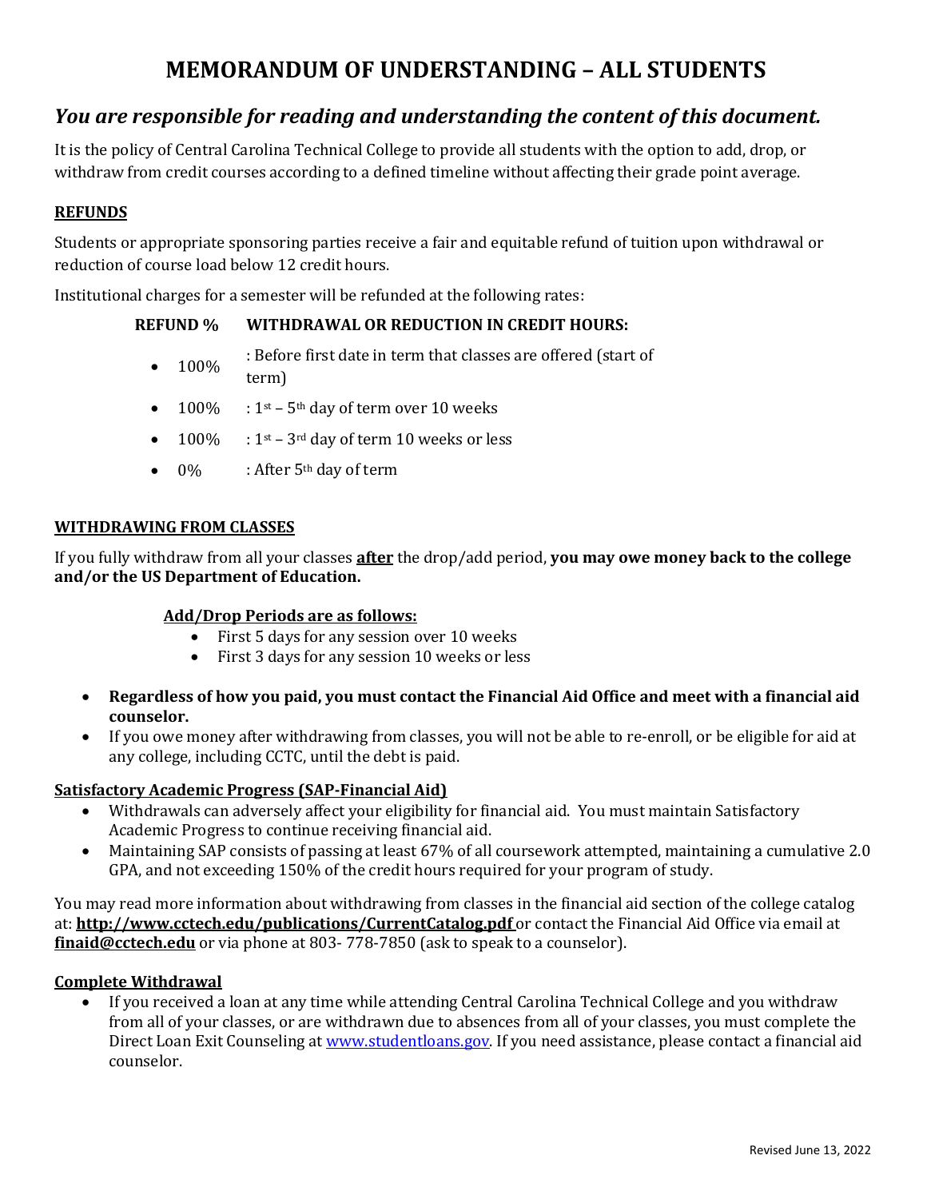# MEMORANDUM OF UNDERSTANDING – ALL STUDENTS

## *You are responsible for reading and understanding the content of this document.*

It is the policy of Central Carolina Technical College to provide all students with the option to add, drop, or withdraw from credit courses according to a defined timeline without affecting their grade point average.

### REFUNDS

Students or appropriate sponsoring parties receive a fair and equitable refund of tuition upon withdrawal or reduction of course load below 12 credit hours.

Institutional charges for a semester will be refunded at the following rates:

**REFUND %　　WITHDRAWAL OR REDUCTION IN CREDIT HOURS:**

- 100% : Before first date in term that classes are offered (start of term)
- 100% : 1st – 5th day of term over 10 weeks
- 100% : 1st – 3rd day of term 10 weeks or less
- 0% : After 5th day of term

### WITHDRAWING FROM CLASSES

If you fully withdraw from all your classes **after** the drop/add period, **you may owe money back to the college and/or the US Department of Education.**

**Add/Drop Periods are as follows:**

- First 5 days for any session over 10 weeks
- First 3 days for any session 10 weeks or less

- **Regardless of how you paid, you must contact the Financial Aid Office and meet with a financial aid counselor.**
- If you owe money after withdrawing from classes, you will not be able to re-enroll, or be eligible for aid at any college, including CCTC, until the debt is paid.

### Satisfactory Academic Progress (SAP-Financial Aid)

- Withdrawals can adversely affect your eligibility for financial aid. You must maintain Satisfactory Academic Progress to continue receiving financial aid.
- Maintaining SAP consists of passing at least 67% of all coursework attempted, maintaining a cumulative 2.0 GPA, and not exceeding 150% of the credit hours required for your program of study.

You may read more information about withdrawing from classes in the financial aid section of the college catalog at: **http://www.cctech.edu/publications/CurrentCatalog.pdf** or contact the Financial Aid Office via email at **finaid@cctech.edu** or via phone at 803- 778-7850 (ask to speak to a counselor).

### Complete Withdrawal

- If you received a loan at any time while attending Central Carolina Technical College and you withdraw from all of your classes, or are withdrawn due to absences from all of your classes, you must complete the Direct Loan Exit Counseling at www.studentloans.gov. If you need assistance, please contact a financial aid counselor.

Revised June 13, 2022